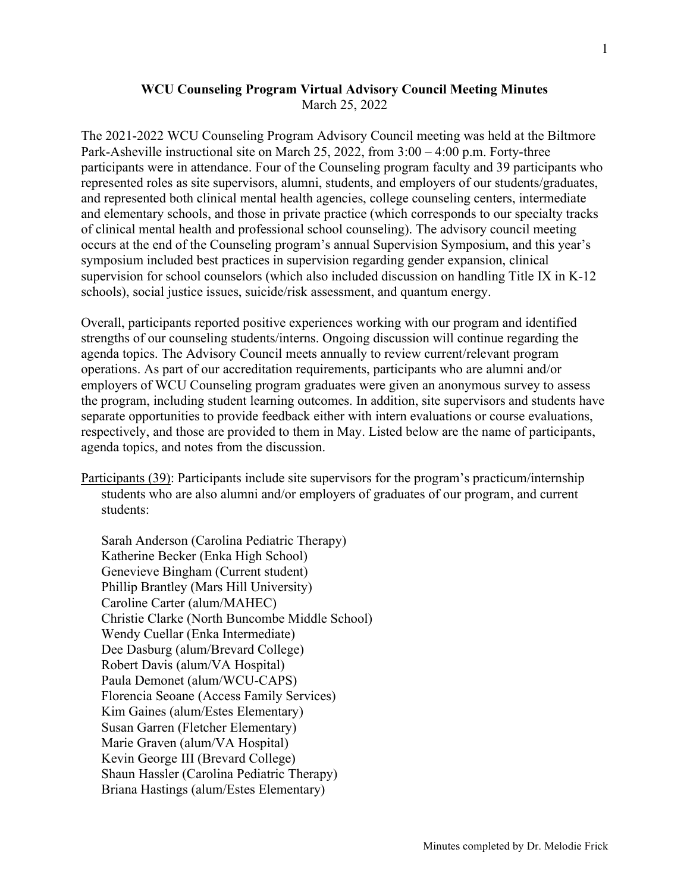**WCU Counseling Program Virtual Advisory Council Meeting Minutes**
March 25, 2022

The 2021-2022 WCU Counseling Program Advisory Council meeting was held at the Biltmore Park-Asheville instructional site on March 25, 2022, from 3:00 – 4:00 p.m. Forty-three participants were in attendance. Four of the Counseling program faculty and 39 participants who represented roles as site supervisors, alumni, students, and employers of our students/graduates, and represented both clinical mental health agencies, college counseling centers, intermediate and elementary schools, and those in private practice (which corresponds to our specialty tracks of clinical mental health and professional school counseling). The advisory council meeting occurs at the end of the Counseling program's annual Supervision Symposium, and this year's symposium included best practices in supervision regarding gender expansion, clinical supervision for school counselors (which also included discussion on handling Title IX in K-12 schools), social justice issues, suicide/risk assessment, and quantum energy.

Overall, participants reported positive experiences working with our program and identified strengths of our counseling students/interns. Ongoing discussion will continue regarding the agenda topics. The Advisory Council meets annually to review current/relevant program operations. As part of our accreditation requirements, participants who are alumni and/or employers of WCU Counseling program graduates were given an anonymous survey to assess the program, including student learning outcomes. In addition, site supervisors and students have separate opportunities to provide feedback either with intern evaluations or course evaluations, respectively, and those are provided to them in May. Listed below are the name of participants, agenda topics, and notes from the discussion.

Participants (39): Participants include site supervisors for the program's practicum/internship students who are also alumni and/or employers of graduates of our program, and current students:

Sarah Anderson (Carolina Pediatric Therapy)
Katherine Becker (Enka High School)
Genevieve Bingham (Current student)
Phillip Brantley (Mars Hill University)
Caroline Carter (alum/MAHEC)
Christie Clarke (North Buncombe Middle School)
Wendy Cuellar (Enka Intermediate)
Dee Dasburg (alum/Brevard College)
Robert Davis (alum/VA Hospital)
Paula Demonet (alum/WCU-CAPS)
Florencia Seoane (Access Family Services)
Kim Gaines (alum/Estes Elementary)
Susan Garren (Fletcher Elementary)
Marie Graven (alum/VA Hospital)
Kevin George III (Brevard College)
Shaun Hassler (Carolina Pediatric Therapy)
Briana Hastings (alum/Estes Elementary)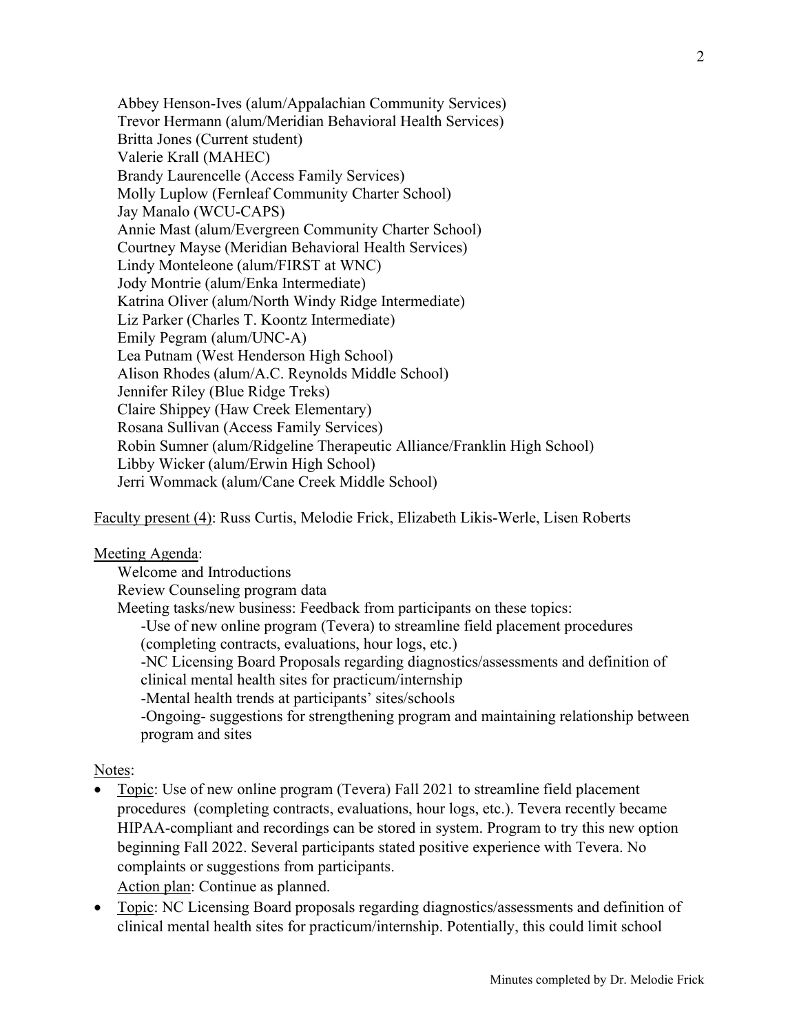Abbey Henson-Ives (alum/Appalachian Community Services)
Trevor Hermann (alum/Meridian Behavioral Health Services)
Britta Jones (Current student)
Valerie Krall (MAHEC)
Brandy Laurencelle (Access Family Services)
Molly Luplow (Fernleaf Community Charter School)
Jay Manalo (WCU-CAPS)
Annie Mast (alum/Evergreen Community Charter School)
Courtney Mayse (Meridian Behavioral Health Services)
Lindy Monteleone (alum/FIRST at WNC)
Jody Montrie (alum/Enka Intermediate)
Katrina Oliver (alum/North Windy Ridge Intermediate)
Liz Parker (Charles T. Koontz Intermediate)
Emily Pegram (alum/UNC-A)
Lea Putnam (West Henderson High School)
Alison Rhodes (alum/A.C. Reynolds Middle School)
Jennifer Riley (Blue Ridge Treks)
Claire Shippey (Haw Creek Elementary)
Rosana Sullivan (Access Family Services)
Robin Sumner (alum/Ridgeline Therapeutic Alliance/Franklin High School)
Libby Wicker (alum/Erwin High School)
Jerri Wommack (alum/Cane Creek Middle School)

Faculty present (4): Russ Curtis, Melodie Frick, Elizabeth Likis-Werle, Lisen Roberts

Meeting Agenda:

Welcome and Introductions
Review Counseling program data
Meeting tasks/new business: Feedback from participants on these topics:
-Use of new online program (Tevera) to streamline field placement procedures (completing contracts, evaluations, hour logs, etc.)
-NC Licensing Board Proposals regarding diagnostics/assessments and definition of clinical mental health sites for practicum/internship
-Mental health trends at participants' sites/schools
-Ongoing- suggestions for strengthening program and maintaining relationship between program and sites

Notes:

- Topic: Use of new online program (Tevera) Fall 2021 to streamline field placement procedures (completing contracts, evaluations, hour logs, etc.). Tevera recently became HIPAA-compliant and recordings can be stored in system. Program to try this new option beginning Fall 2022. Several participants stated positive experience with Tevera. No complaints or suggestions from participants.
  Action plan: Continue as planned.
- Topic: NC Licensing Board proposals regarding diagnostics/assessments and definition of clinical mental health sites for practicum/internship. Potentially, this could limit school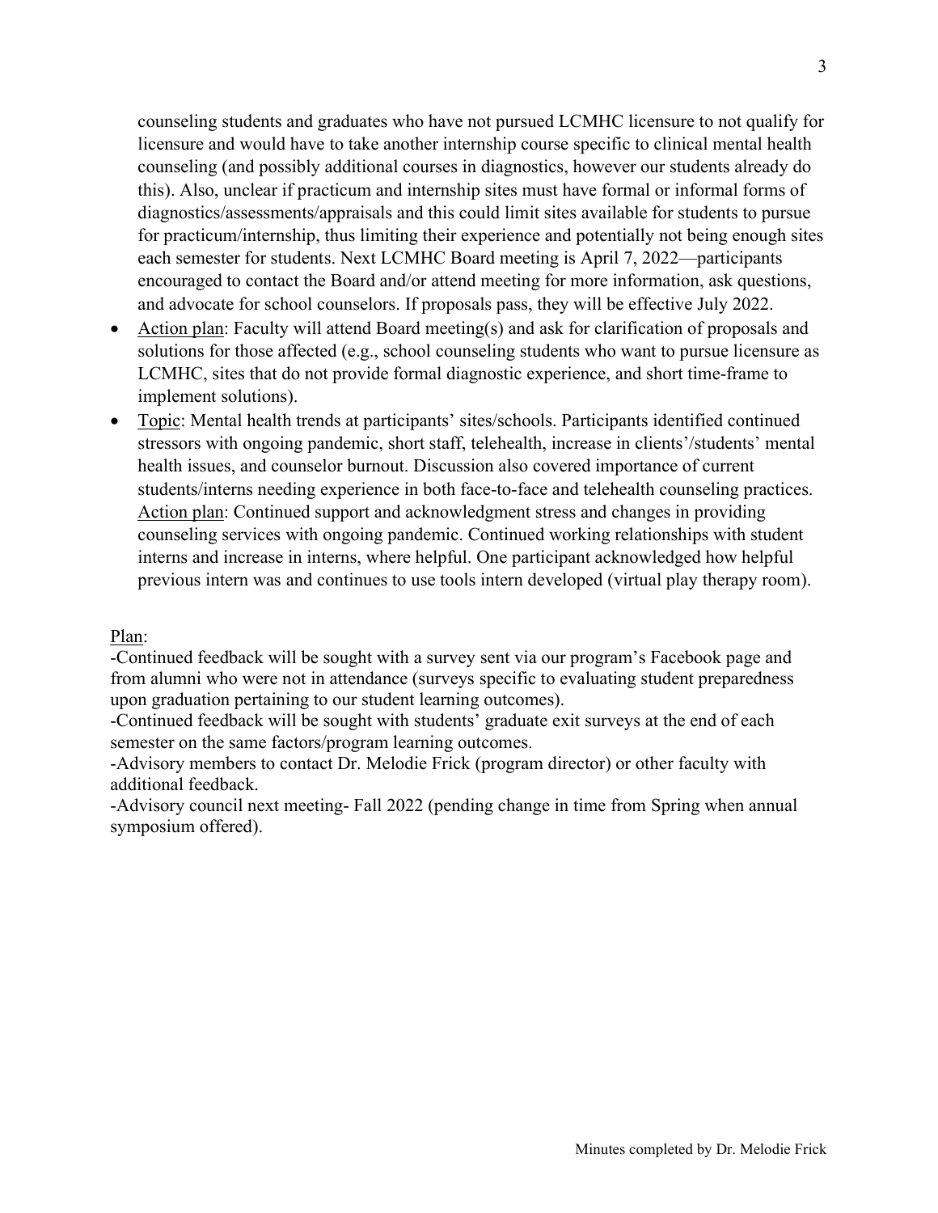counseling students and graduates who have not pursued LCMHC licensure to not qualify for licensure and would have to take another internship course specific to clinical mental health counseling (and possibly additional courses in diagnostics, however our students already do this). Also, unclear if practicum and internship sites must have formal or informal forms of diagnostics/assessments/appraisals and this could limit sites available for students to pursue for practicum/internship, thus limiting their experience and potentially not being enough sites each semester for students. Next LCMHC Board meeting is April 7, 2022—participants encouraged to contact the Board and/or attend meeting for more information, ask questions, and advocate for school counselors. If proposals pass, they will be effective July 2022.

- Action plan: Faculty will attend Board meeting(s) and ask for clarification of proposals and solutions for those affected (e.g., school counseling students who want to pursue licensure as LCMHC, sites that do not provide formal diagnostic experience, and short time-frame to implement solutions).
- Topic: Mental health trends at participants' sites/schools. Participants identified continued stressors with ongoing pandemic, short staff, telehealth, increase in clients'/students' mental health issues, and counselor burnout. Discussion also covered importance of current students/interns needing experience in both face-to-face and telehealth counseling practices. Action plan: Continued support and acknowledgment stress and changes in providing counseling services with ongoing pandemic. Continued working relationships with student interns and increase in interns, where helpful. One participant acknowledged how helpful previous intern was and continues to use tools intern developed (virtual play therapy room).

Plan:

-Continued feedback will be sought with a survey sent via our program's Facebook page and from alumni who were not in attendance (surveys specific to evaluating student preparedness upon graduation pertaining to our student learning outcomes).

-Continued feedback will be sought with students' graduate exit surveys at the end of each semester on the same factors/program learning outcomes.

-Advisory members to contact Dr. Melodie Frick (program director) or other faculty with additional feedback.

-Advisory council next meeting- Fall 2022 (pending change in time from Spring when annual symposium offered).

Minutes completed by Dr. Melodie Frick